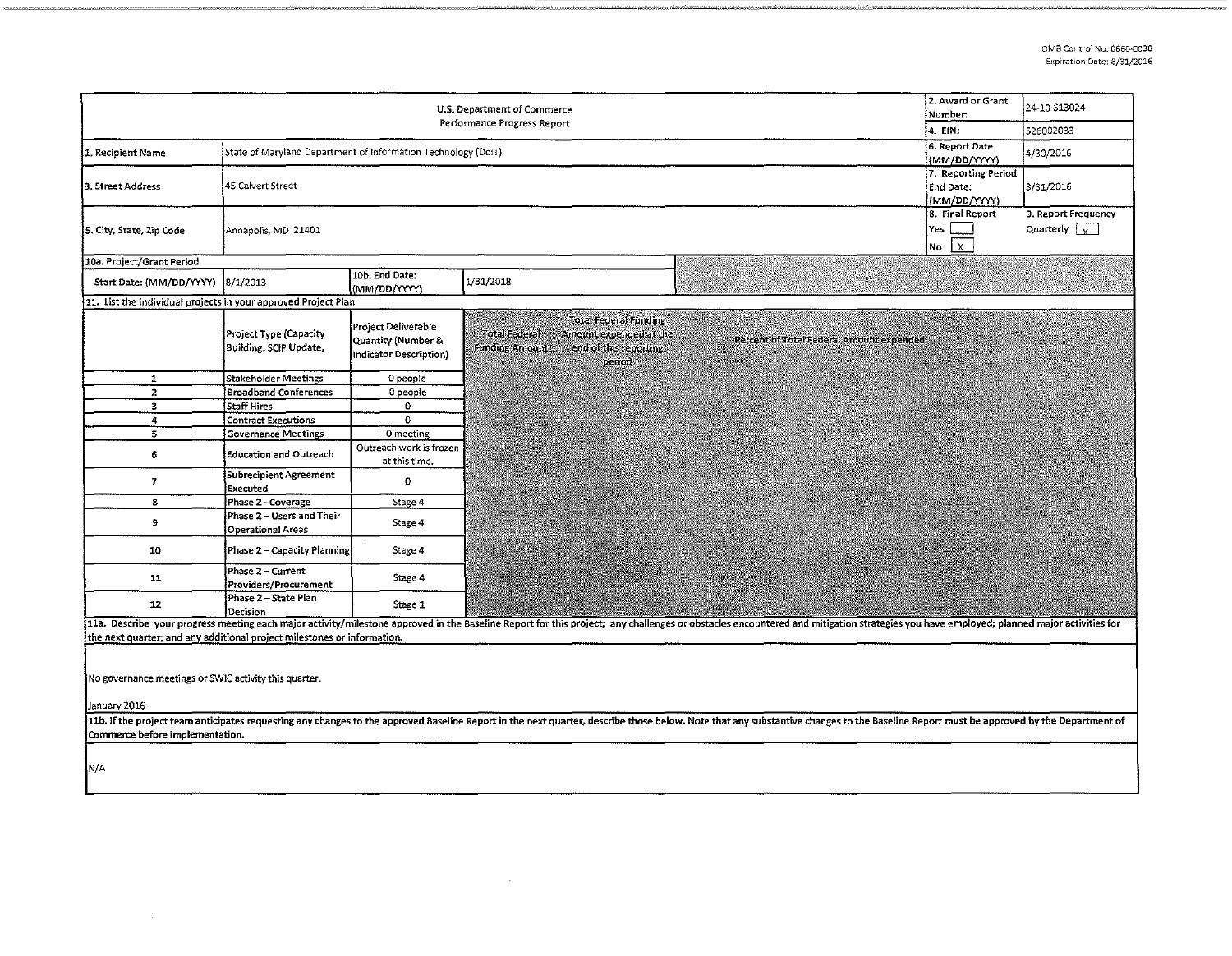OMB Control No. 0660-0038
Expiration Date: 8/31/2016

| U.S. Department of Commerce Performance Progress Report | | | | 2. Award or Grant Number: | 24-10-S13024 |
|---|---|---|---|---|---|
| | | | | 4. EIN: | 526002033 |
| 1. Recipient Name | State of Maryland Department of Information Technology (DoIT) | | | 6. Report Date (MM/DD/YYYY) | 4/30/2016 |
| 3. Street Address | 45 Calvert Street | | | 7. Reporting Period End Date: (MM/DD/YYYY) | 3/31/2016 |
| 5. City, State, Zip Code | Annapolis, MD 21401 | | | 8. Final Report Yes [ ] No [X] | 9. Report Frequency Quarterly [X] |
| 10a. Project/Grant Period | | | | | |
| Start Date: (MM/DD/YYYY) | 8/1/2013 | 10b. End Date: (MM/DD/YYYY) | 1/31/2018 | | |

11. List the individual projects in your approved Project Plan

| | Project Type (Capacity Building, SCIP Update, | Project Deliverable Quantity (Number & Indicator Description) | Total Federal Funding Amount | Total Federal Funding Amount expended at the end of this reporting period | Percent of Total Federal Amount expended |
|---|---|---|---|---|---|
| 1 | Stakeholder Meetings | 0 people | | | |
| 2 | Broadband Conferences | 0 people | | | |
| 3 | Staff Hires | 0 | | | |
| 4 | Contract Executions | 0 | | | |
| 5 | Governance Meetings | 0 meeting | | | |
| 6 | Education and Outreach | Outreach work is frozen at this time. | | | |
| 7 | Subrecipient Agreement Executed | 0 | | | |
| 8 | Phase 2 - Coverage | Stage 4 | | | |
| 9 | Phase 2 – Users and Their Operational Areas | Stage 4 | | | |
| 10 | Phase 2 – Capacity Planning | Stage 4 | | | |
| 11 | Phase 2 – Current Providers/Procurement | Stage 4 | | | |
| 12 | Phase 2 – State Plan Decision | Stage 1 | | | |

11a. Describe your progress meeting each major activity/milestone approved in the Baseline Report for this project; any challenges or obstacles encountered and mitigation strategies you have employed; planned major activities for the next quarter; and any additional project milestones or information.

No governance meetings or SWIC activity this quarter.

January 2016

11b. If the project team anticipates requesting any changes to the approved Baseline Report in the next quarter, describe those below. Note that any substantive changes to the Baseline Report must be approved by the Department of Commerce before implementation.

N/A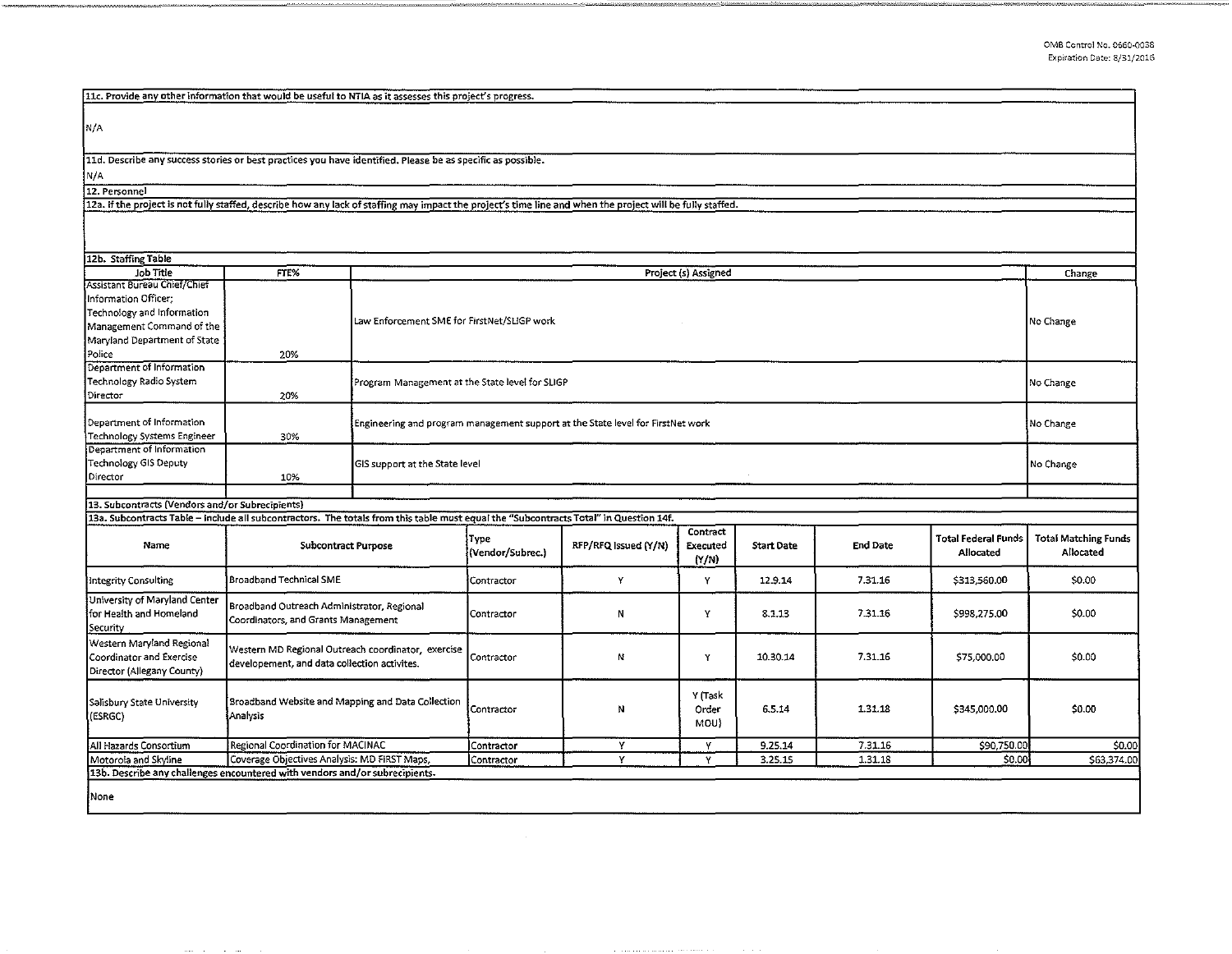11c. Provide any other information that would be useful to NTIA as it assesses this project's progress.

N/A

11d. Describe any success stories or best practices you have identified. Please be as specific as possible.

N/A

12. Personnel

12a. If the project is not fully staffed, describe how any lack of staffing may impact the project's time line and when the project will be fully staffed.

12b. Staffing Table

| Job Title | FTE% | Project (s) Assigned | Change |
|---|---|---|---|
| Assistant Bureau Chief/Chief Information Officer; Technology and Information Management Command of the Maryland Department of State Police | 20% | Law Enforcement SME for FirstNet/SLIGP work | No Change |
| Department of Information Technology Radio System Director | 20% | Program Management at the State level for SLIGP | No Change |
| Department of Information Technology Systems Engineer | 30% | Engineering and program management support at the State level for FirstNet work | No Change |
| Department of Information Technology GIS Deputy Director | 10% | GIS support at the State level | No Change |
| | | | |

13. Subcontracts (Vendors and/or Subrecipients)

13a. Subcontracts Table – Include all subcontractors. The totals from this table must equal the "Subcontracts Total" in Question 14f.

| Name | Subcontract Purpose | Type (Vendor/Subrec.) | RFP/RFQ Issued (Y/N) | Contract Executed (Y/N) | Start Date | End Date | Total Federal Funds Allocated | Total Matching Funds Allocated |
|---|---|---|---|---|---|---|---|---|
| Integrity Consulting | Broadband Technical SME | Contractor | Y | Y | 12.9.14 | 7.31.16 | $313,560.00 | $0.00 |
| University of Maryland Center for Health and Homeland Security | Broadband Outreach Administrator, Regional Coordinators, and Grants Management | Contractor | N | Y | 8.1.13 | 7.31.16 | $998,275.00 | $0.00 |
| Western Maryland Regional Coordinator and Exercise Director (Allegany County) | Western MD Regional Outreach coordinator, exercise developement, and data collection activites. | Contractor | N | Y | 10.30.14 | 7.31.16 | $75,000.00 | $0.00 |
| Salisbury State University (ESRGC) | Broadband Website and Mapping and Data Collection Analysis | Contractor | N | Y (Task Order MOU) | 6.5.14 | 1.31.18 | $345,000.00 | $0.00 |
| All Hazards Consortium | Regional Coordination for MACINAC | Contractor | Y | Y | 9.25.14 | 7.31.16 | $90,750.00 | $0.00 |
| Motorola and Skyline | Coverage Objectives Analysis: MD FIRST Maps, | Contractor | Y | Y | 3.25.15 | 1.31.18 | $0.00 | $63,374.00 |

13b. Describe any challenges encountered with vendors and/or subrecipients.

None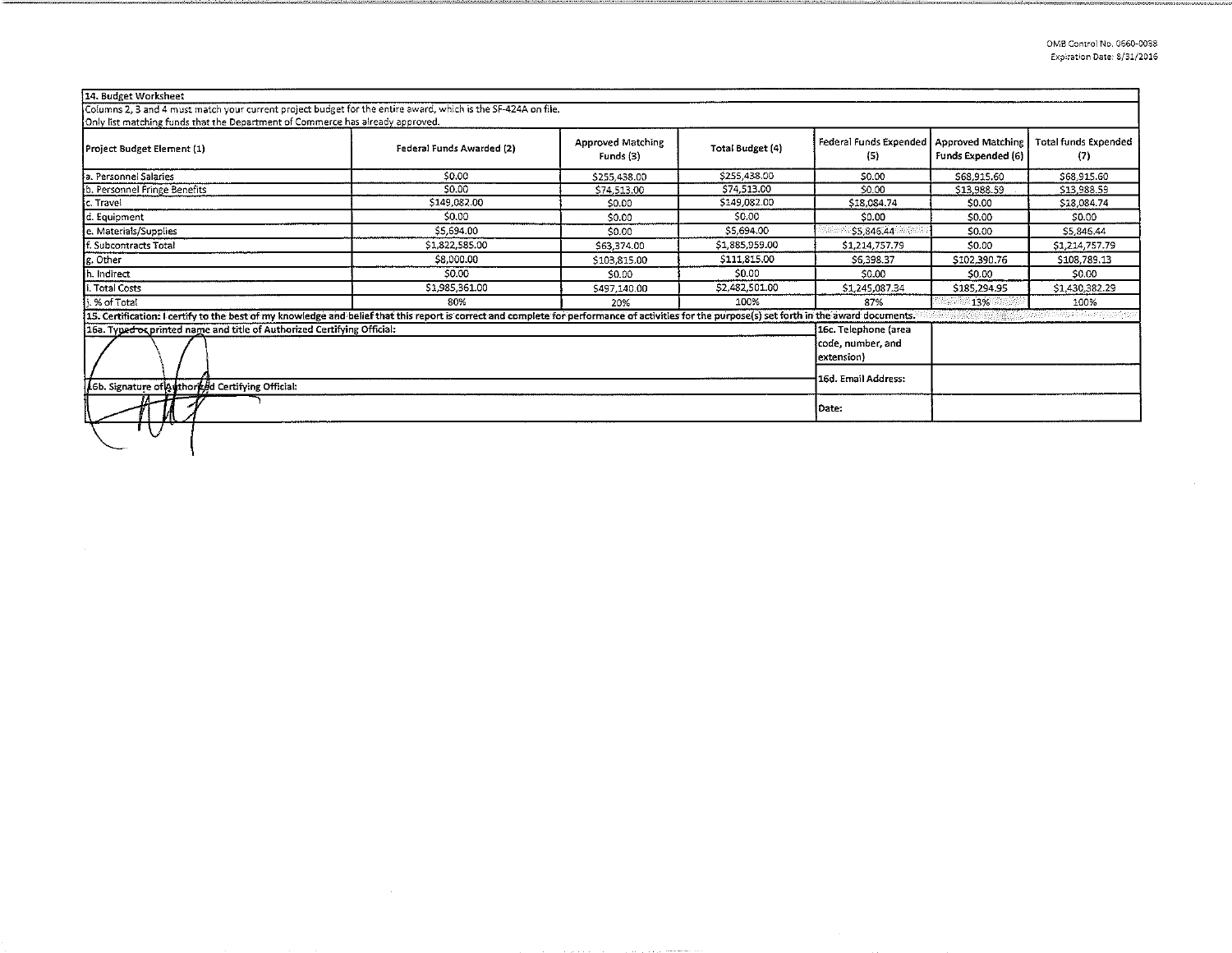OMB Control No. 0660-0038
Expiration Date: 8/31/2016

| 14. Budget Worksheet | | | | | | |
|---|---|---|---|---|---|---|
| Columns 2, 3 and 4 must match your current project budget for the entire award, which is the SF-424A on file. Only list matching funds that the Department of Commerce has already approved. | | | | | | |
| Project Budget Element (1) | Federal Funds Awarded (2) | Approved Matching Funds (3) | Total Budget (4) | Federal Funds Expended (5) | Approved Matching Funds Expended (6) | Total funds Expended (7) |
| a. Personnel Salaries | $0.00 | $255,438.00 | $255,438.00 | $0.00 | $68,915.60 | $68,915.60 |
| b. Personnel Fringe Benefits | $0.00 | $74,513.00 | $74,513.00 | $0.00 | $13,988.59 | $13,988.59 |
| c. Travel | $149,082.00 | $0.00 | $149,082.00 | $18,084.74 | $0.00 | $18,084.74 |
| d. Equipment | $0.00 | $0.00 | $0.00 | $0.00 | $0.00 | $0.00 |
| e. Materials/Supplies | $5,694.00 | $0.00 | $5,694.00 | $5,846.44 | $0.00 | $5,846.44 |
| f. Subcontracts Total | $1,822,585.00 | $63,374.00 | $1,885,959.00 | $1,214,757.79 | $0.00 | $1,214,757.79 |
| g. Other | $8,000.00 | $103,815.00 | $111,815.00 | $6,398.37 | $102,390.76 | $108,789.13 |
| h. Indirect | $0.00 | $0.00 | $0.00 | $0.00 | $0.00 | $0.00 |
| i. Total Costs | $1,985,361.00 | $497,140.00 | $2,482,501.00 | $1,245,087.34 | $185,294.95 | $1,430,382.29 |
| j. % of Total | 80% | 20% | 100% | 87% | 13% | 100% |

**15. Certification:** I certify to the best of my knowledge and belief that this report is correct and complete for performance of activities for the purpose(s) set forth in the award documents.

| | |
|---|---|
| 16a. Typed or printed name and title of Authorized Certifying Official: | 16c. Telephone (area code, number, and extension) |
| 16b. Signature of Authorized Certifying Official: | 16d. Email Address: |
| | Date: |